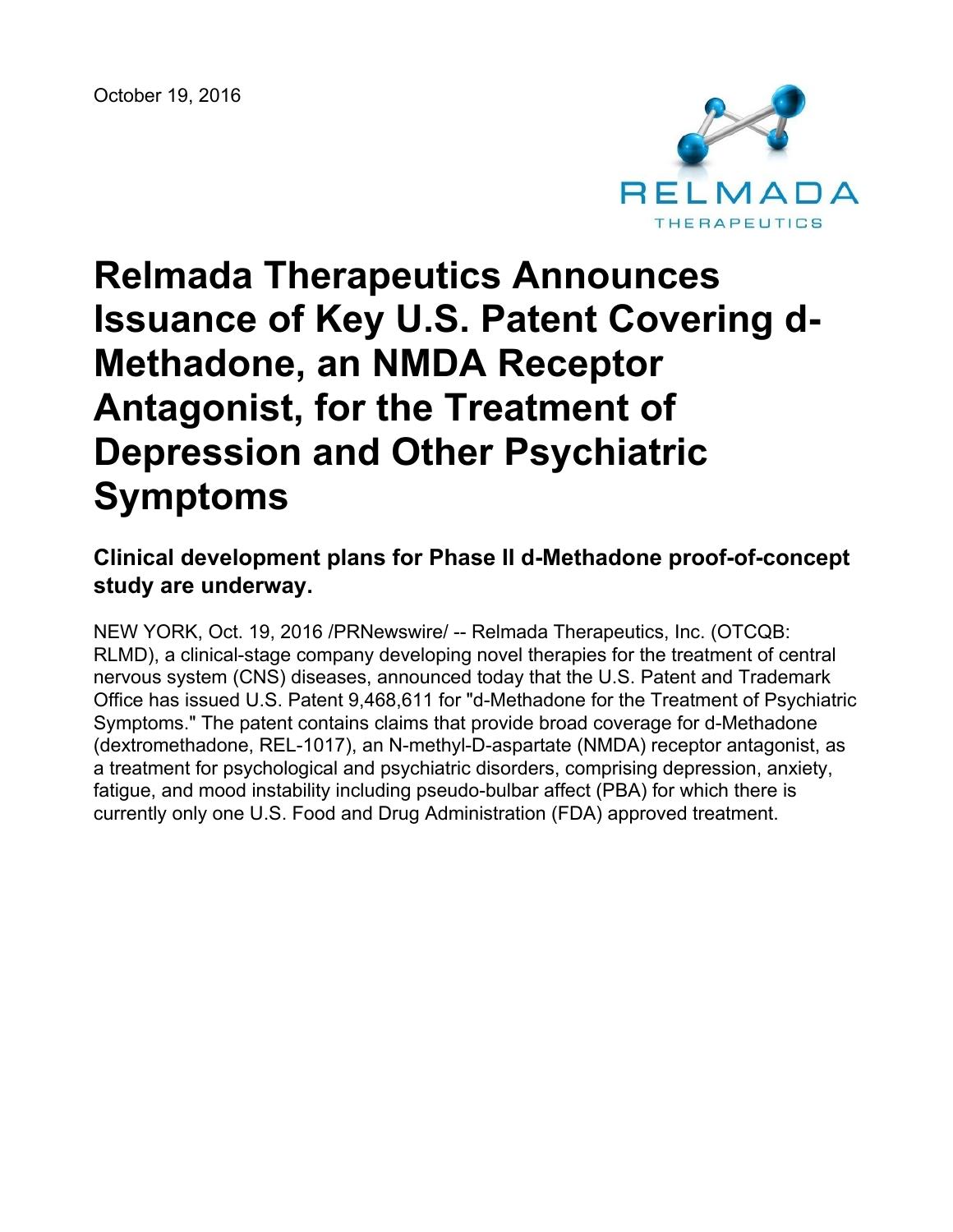October 19, 2016

# Relmada Therapeutics Announces Issuance of Key U.S. Patent Covering d-Methadone, an NMDA Receptor Antagonist, for the Treatment of Depression and Other Psychiatric Symptoms

## Clinical development plans for Phase II d-Methadone proof-of-concept study are underway.

NEW YORK, Oct. 19, 2016 /PRNewswire/ -- Relmada Therapeutics, Inc. (OTCQB: RLMD), a clinical-stage company developing novel therapies for the treatment of central nervous system (CNS) diseases, announced today that the U.S. Patent and Trademark Office has issued U.S. Patent 9,468,611 for "d-Methadone for the Treatment of Psychiatric Symptoms." The patent contains claims that provide broad coverage for d-Methadone (dextromethadone, REL-1017), an N-methyl-D-aspartate (NMDA) receptor antagonist, as a treatment for psychological and psychiatric disorders, comprising depression, anxiety, fatigue, and mood instability including pseudo-bulbar affect (PBA) for which there is currently only one U.S. Food and Drug Administration (FDA) approved treatment.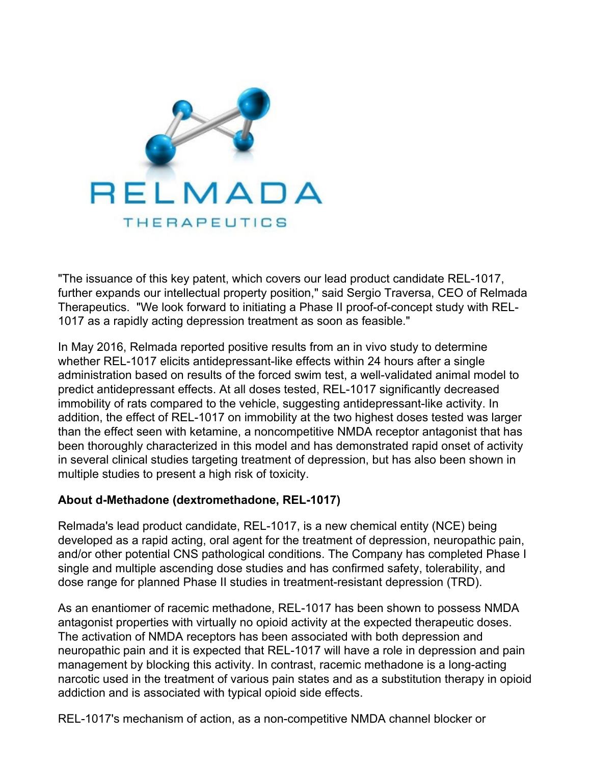"The issuance of this key patent, which covers our lead product candidate REL-1017, further expands our intellectual property position," said Sergio Traversa, CEO of Relmada Therapeutics. "We look forward to initiating a Phase II proof-of-concept study with REL-1017 as a rapidly acting depression treatment as soon as feasible."

In May 2016, Relmada reported positive results from an in vivo study to determine whether REL-1017 elicits antidepressant-like effects within 24 hours after a single administration based on results of the forced swim test, a well-validated animal model to predict antidepressant effects. At all doses tested, REL-1017 significantly decreased immobility of rats compared to the vehicle, suggesting antidepressant-like activity. In addition, the effect of REL-1017 on immobility at the two highest doses tested was larger than the effect seen with ketamine, a noncompetitive NMDA receptor antagonist that has been thoroughly characterized in this model and has demonstrated rapid onset of activity in several clinical studies targeting treatment of depression, but has also been shown in multiple studies to present a high risk of toxicity.

**About d-Methadone (dextromethadone, REL-1017)**

Relmada's lead product candidate, REL-1017, is a new chemical entity (NCE) being developed as a rapid acting, oral agent for the treatment of depression, neuropathic pain, and/or other potential CNS pathological conditions. The Company has completed Phase I single and multiple ascending dose studies and has confirmed safety, tolerability, and dose range for planned Phase II studies in treatment-resistant depression (TRD).

As an enantiomer of racemic methadone, REL-1017 has been shown to possess NMDA antagonist properties with virtually no opioid activity at the expected therapeutic doses. The activation of NMDA receptors has been associated with both depression and neuropathic pain and it is expected that REL-1017 will have a role in depression and pain management by blocking this activity. In contrast, racemic methadone is a long-acting narcotic used in the treatment of various pain states and as a substitution therapy in opioid addiction and is associated with typical opioid side effects.

REL-1017's mechanism of action, as a non-competitive NMDA channel blocker or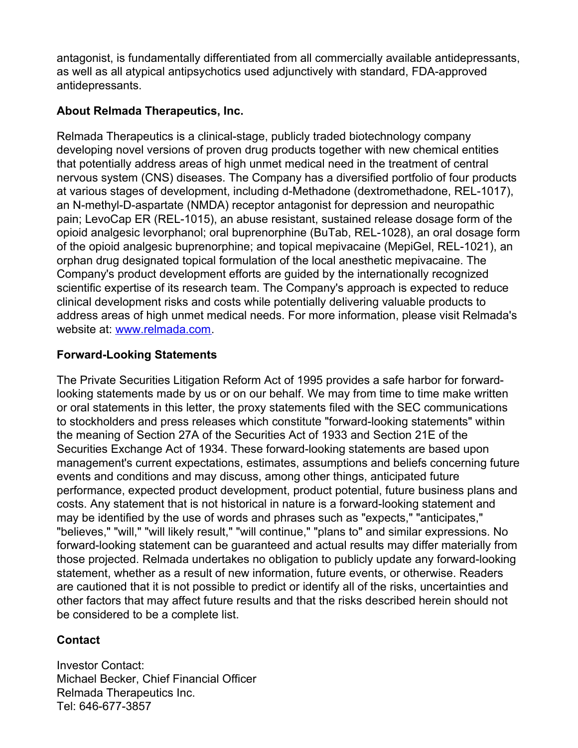antagonist, is fundamentally differentiated from all commercially available antidepressants, as well as all atypical antipsychotics used adjunctively with standard, FDA-approved antidepressants.

### About Relmada Therapeutics, Inc.

Relmada Therapeutics is a clinical-stage, publicly traded biotechnology company developing novel versions of proven drug products together with new chemical entities that potentially address areas of high unmet medical need in the treatment of central nervous system (CNS) diseases. The Company has a diversified portfolio of four products at various stages of development, including d-Methadone (dextromethadone, REL-1017), an N-methyl-D-aspartate (NMDA) receptor antagonist for depression and neuropathic pain; LevoCap ER (REL-1015), an abuse resistant, sustained release dosage form of the opioid analgesic levorphanol; oral buprenorphine (BuTab, REL-1028), an oral dosage form of the opioid analgesic buprenorphine; and topical mepivacaine (MepiGel, REL-1021), an orphan drug designated topical formulation of the local anesthetic mepivacaine. The Company's product development efforts are guided by the internationally recognized scientific expertise of its research team. The Company's approach is expected to reduce clinical development risks and costs while potentially delivering valuable products to address areas of high unmet medical needs. For more information, please visit Relmada's website at: [www.relmada.com](http://www.relmada.com).

### Forward-Looking Statements

The Private Securities Litigation Reform Act of 1995 provides a safe harbor for forward-looking statements made by us or on our behalf. We may from time to time make written or oral statements in this letter, the proxy statements filed with the SEC communications to stockholders and press releases which constitute "forward-looking statements" within the meaning of Section 27A of the Securities Act of 1933 and Section 21E of the Securities Exchange Act of 1934. These forward-looking statements are based upon management's current expectations, estimates, assumptions and beliefs concerning future events and conditions and may discuss, among other things, anticipated future performance, expected product development, product potential, future business plans and costs. Any statement that is not historical in nature is a forward-looking statement and may be identified by the use of words and phrases such as "expects," "anticipates," "believes," "will," "will likely result," "will continue," "plans to" and similar expressions. No forward-looking statement can be guaranteed and actual results may differ materially from those projected. Relmada undertakes no obligation to publicly update any forward-looking statement, whether as a result of new information, future events, or otherwise. Readers are cautioned that it is not possible to predict or identify all of the risks, uncertainties and other factors that may affect future results and that the risks described herein should not be considered to be a complete list.

### Contact

Investor Contact:
Michael Becker, Chief Financial Officer
Relmada Therapeutics Inc.
Tel: 646-677-3857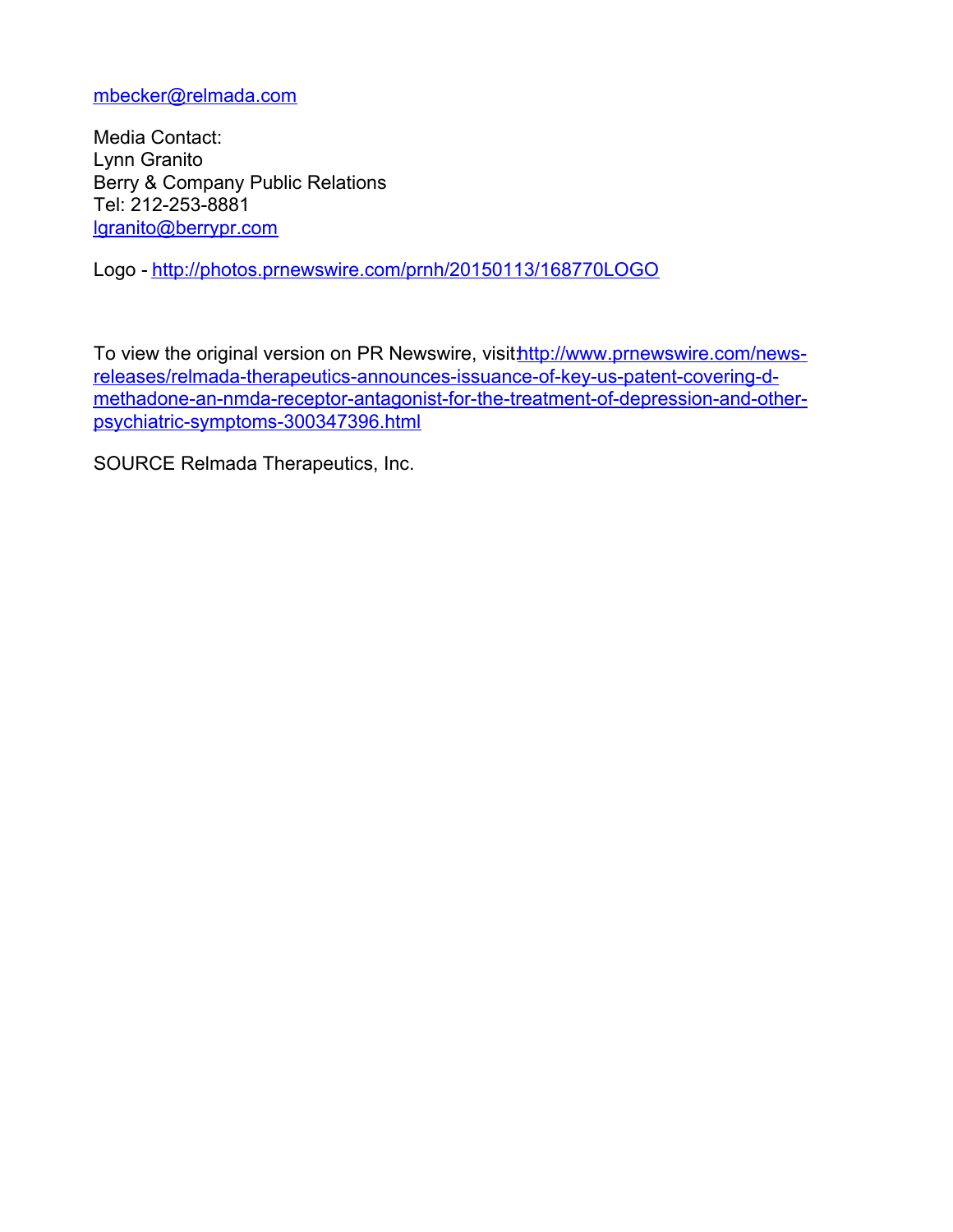mbecker@relmada.com

Media Contact:
Lynn Granito
Berry & Company Public Relations
Tel: 212-253-8881
lgranito@berrypr.com

Logo - http://photos.prnewswire.com/prnh/20150113/168770LOGO

To view the original version on PR Newswire, visit:http://www.prnewswire.com/news-releases/relmada-therapeutics-announces-issuance-of-key-us-patent-covering-d-methadone-an-nmda-receptor-antagonist-for-the-treatment-of-depression-and-other-psychiatric-symptoms-300347396.html

SOURCE Relmada Therapeutics, Inc.